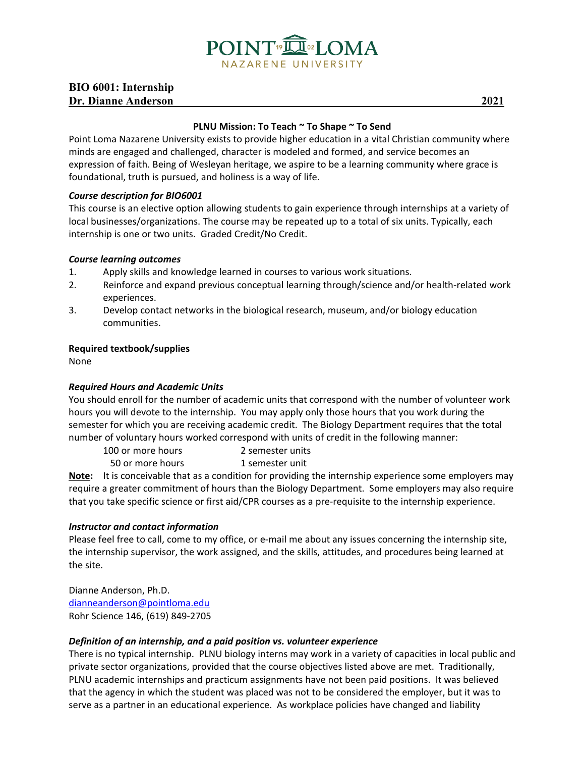**BIO 6001: Internship**

**Dr. Dianne Anderson** **2021**

**PLNU Mission: To Teach ~ To Shape ~ To Send**

Point Loma Nazarene University exists to provide higher education in a vital Christian community where minds are engaged and challenged, character is modeled and formed, and service becomes an expression of faith. Being of Wesleyan heritage, we aspire to be a learning community where grace is foundational, truth is pursued, and holiness is a way of life.

***Course description for BIO6001***

This course is an elective option allowing students to gain experience through internships at a variety of local businesses/organizations. The course may be repeated up to a total of six units. Typically, each internship is one or two units. Graded Credit/No Credit.

***Course learning outcomes***

1. Apply skills and knowledge learned in courses to various work situations.
2. Reinforce and expand previous conceptual learning through/science and/or health-related work experiences.
3. Develop contact networks in the biological research, museum, and/or biology education communities.

**Required textbook/supplies**

None

***Required Hours and Academic Units***

You should enroll for the number of academic units that correspond with the number of volunteer work hours you will devote to the internship. You may apply only those hours that you work during the semester for which you are receiving academic credit. The Biology Department requires that the total number of voluntary hours worked correspond with units of credit in the following manner:

| | |
|---|---|
| 100 or more hours | 2 semester units |
| 50 or more hours | 1 semester unit |

**Note:** It is conceivable that as a condition for providing the internship experience some employers may require a greater commitment of hours than the Biology Department. Some employers may also require that you take specific science or first aid/CPR courses as a pre-requisite to the internship experience.

***Instructor and contact information***

Please feel free to call, come to my office, or e-mail me about any issues concerning the internship site, the internship supervisor, the work assigned, and the skills, attitudes, and procedures being learned at the site.

Dianne Anderson, Ph.D.
dianneanderson@pointloma.edu
Rohr Science 146, (619) 849-2705

***Definition of an internship, and a paid position vs. volunteer experience***

There is no typical internship. PLNU biology interns may work in a variety of capacities in local public and private sector organizations, provided that the course objectives listed above are met. Traditionally, PLNU academic internships and practicum assignments have not been paid positions. It was believed that the agency in which the student was placed was not to be considered the employer, but it was to serve as a partner in an educational experience. As workplace policies have changed and liability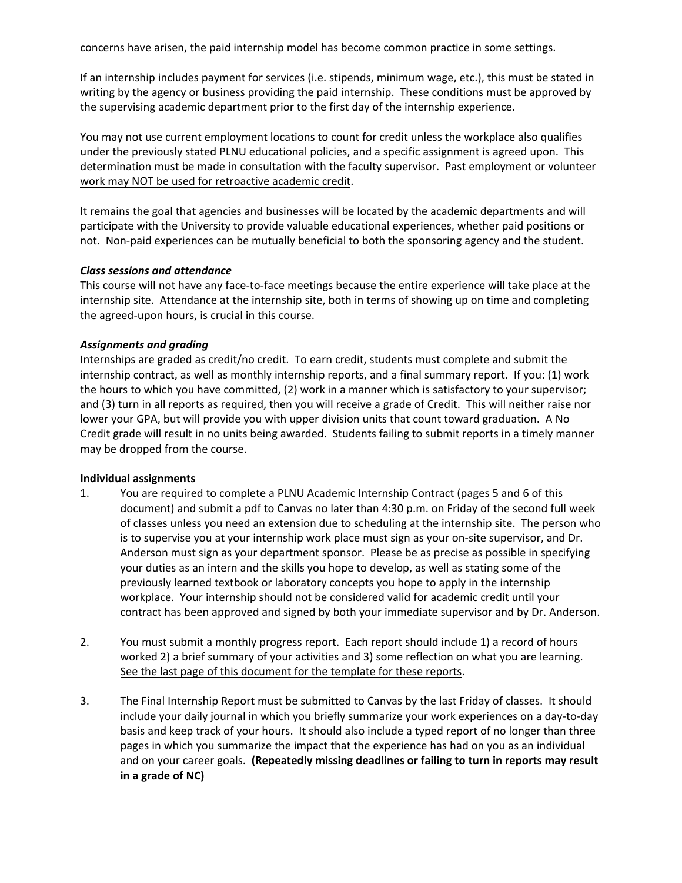concerns have arisen, the paid internship model has become common practice in some settings.

If an internship includes payment for services (i.e. stipends, minimum wage, etc.), this must be stated in writing by the agency or business providing the paid internship. These conditions must be approved by the supervising academic department prior to the first day of the internship experience.

You may not use current employment locations to count for credit unless the workplace also qualifies under the previously stated PLNU educational policies, and a specific assignment is agreed upon. This determination must be made in consultation with the faculty supervisor. <u>Past employment or volunteer work may NOT be used for retroactive academic credit</u>.

It remains the goal that agencies and businesses will be located by the academic departments and will participate with the University to provide valuable educational experiences, whether paid positions or not. Non-paid experiences can be mutually beneficial to both the sponsoring agency and the student.

***Class sessions and attendance***

This course will not have any face-to-face meetings because the entire experience will take place at the internship site. Attendance at the internship site, both in terms of showing up on time and completing the agreed-upon hours, is crucial in this course.

***Assignments and grading***

Internships are graded as credit/no credit. To earn credit, students must complete and submit the internship contract, as well as monthly internship reports, and a final summary report. If you: (1) work the hours to which you have committed, (2) work in a manner which is satisfactory to your supervisor; and (3) turn in all reports as required, then you will receive a grade of Credit. This will neither raise nor lower your GPA, but will provide you with upper division units that count toward graduation. A No Credit grade will result in no units being awarded. Students failing to submit reports in a timely manner may be dropped from the course.

**Individual assignments**

1. You are required to complete a PLNU Academic Internship Contract (pages 5 and 6 of this document) and submit a pdf to Canvas no later than 4:30 p.m. on Friday of the second full week of classes unless you need an extension due to scheduling at the internship site. The person who is to supervise you at your internship work place must sign as your on-site supervisor, and Dr. Anderson must sign as your department sponsor. Please be as precise as possible in specifying your duties as an intern and the skills you hope to develop, as well as stating some of the previously learned textbook or laboratory concepts you hope to apply in the internship workplace. Your internship should not be considered valid for academic credit until your contract has been approved and signed by both your immediate supervisor and by Dr. Anderson.

2. You must submit a monthly progress report. Each report should include 1) a record of hours worked 2) a brief summary of your activities and 3) some reflection on what you are learning. <u>See the last page of this document for the template for these reports</u>.

3. The Final Internship Report must be submitted to Canvas by the last Friday of classes. It should include your daily journal in which you briefly summarize your work experiences on a day-to-day basis and keep track of your hours. It should also include a typed report of no longer than three pages in which you summarize the impact that the experience has had on you as an individual and on your career goals. **(Repeatedly missing deadlines or failing to turn in reports may result in a grade of NC)**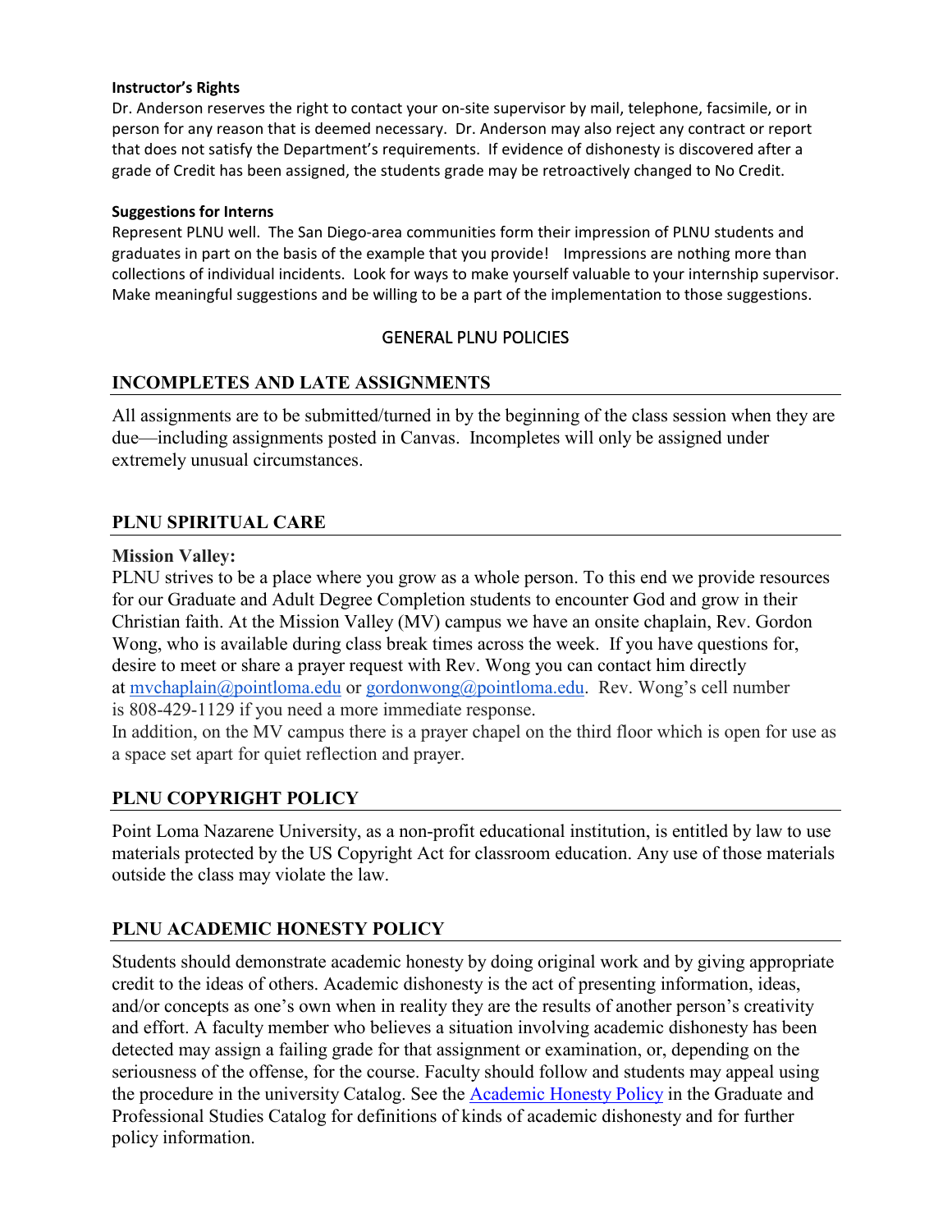#### Instructor's Rights

Dr. Anderson reserves the right to contact your on-site supervisor by mail, telephone, facsimile, or in person for any reason that is deemed necessary. Dr. Anderson may also reject any contract or report that does not satisfy the Department's requirements. If evidence of dishonesty is discovered after a grade of Credit has been assigned, the students grade may be retroactively changed to No Credit.

#### Suggestions for Interns

Represent PLNU well. The San Diego-area communities form their impression of PLNU students and graduates in part on the basis of the example that you provide! Impressions are nothing more than collections of individual incidents. Look for ways to make yourself valuable to your internship supervisor. Make meaningful suggestions and be willing to be a part of the implementation to those suggestions.

## GENERAL PLNU POLICIES

### INCOMPLETES AND LATE ASSIGNMENTS

All assignments are to be submitted/turned in by the beginning of the class session when they are due—including assignments posted in Canvas. Incompletes will only be assigned under extremely unusual circumstances.

### PLNU SPIRITUAL CARE

**Mission Valley:**

PLNU strives to be a place where you grow as a whole person. To this end we provide resources for our Graduate and Adult Degree Completion students to encounter God and grow in their Christian faith. At the Mission Valley (MV) campus we have an onsite chaplain, Rev. Gordon Wong, who is available during class break times across the week. If you have questions for, desire to meet or share a prayer request with Rev. Wong you can contact him directly at mvchaplain@pointloma.edu or gordonwong@pointloma.edu. Rev. Wong's cell number is 808-429-1129 if you need a more immediate response.

In addition, on the MV campus there is a prayer chapel on the third floor which is open for use as a space set apart for quiet reflection and prayer.

### PLNU COPYRIGHT POLICY

Point Loma Nazarene University, as a non-profit educational institution, is entitled by law to use materials protected by the US Copyright Act for classroom education. Any use of those materials outside the class may violate the law.

### PLNU ACADEMIC HONESTY POLICY

Students should demonstrate academic honesty by doing original work and by giving appropriate credit to the ideas of others. Academic dishonesty is the act of presenting information, ideas, and/or concepts as one's own when in reality they are the results of another person's creativity and effort. A faculty member who believes a situation involving academic dishonesty has been detected may assign a failing grade for that assignment or examination, or, depending on the seriousness of the offense, for the course. Faculty should follow and students may appeal using the procedure in the university Catalog. See the Academic Honesty Policy in the Graduate and Professional Studies Catalog for definitions of kinds of academic dishonesty and for further policy information.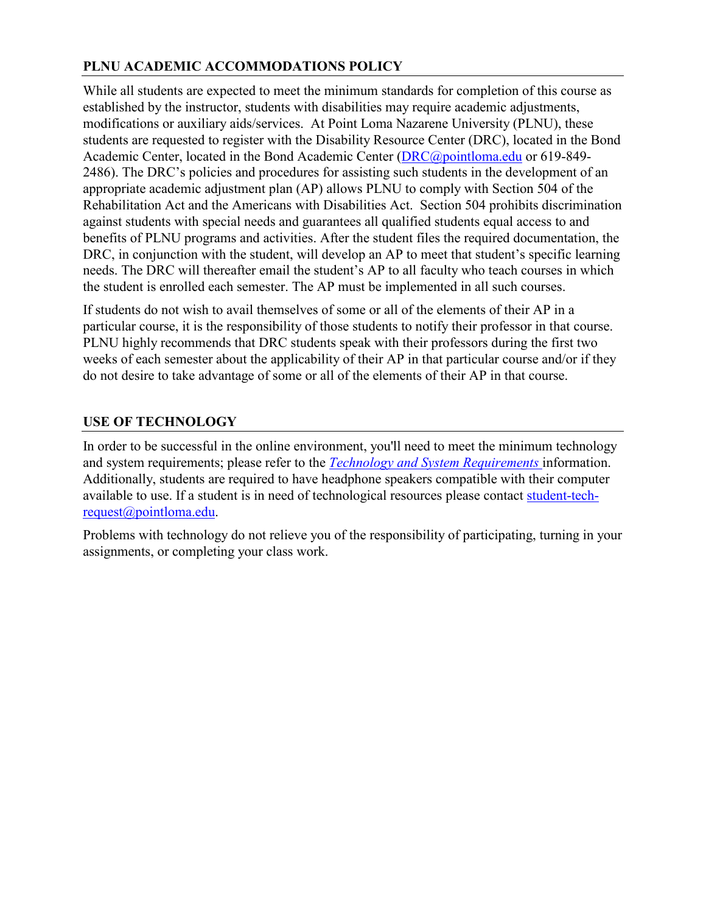## PLNU ACADEMIC ACCOMMODATIONS POLICY

While all students are expected to meet the minimum standards for completion of this course as established by the instructor, students with disabilities may require academic adjustments, modifications or auxiliary aids/services. At Point Loma Nazarene University (PLNU), these students are requested to register with the Disability Resource Center (DRC), located in the Bond Academic Center, located in the Bond Academic Center (DRC@pointloma.edu or 619-849-2486). The DRC's policies and procedures for assisting such students in the development of an appropriate academic adjustment plan (AP) allows PLNU to comply with Section 504 of the Rehabilitation Act and the Americans with Disabilities Act. Section 504 prohibits discrimination against students with special needs and guarantees all qualified students equal access to and benefits of PLNU programs and activities. After the student files the required documentation, the DRC, in conjunction with the student, will develop an AP to meet that student's specific learning needs. The DRC will thereafter email the student's AP to all faculty who teach courses in which the student is enrolled each semester. The AP must be implemented in all such courses.

If students do not wish to avail themselves of some or all of the elements of their AP in a particular course, it is the responsibility of those students to notify their professor in that course. PLNU highly recommends that DRC students speak with their professors during the first two weeks of each semester about the applicability of their AP in that particular course and/or if they do not desire to take advantage of some or all of the elements of their AP in that course.

## USE OF TECHNOLOGY

In order to be successful in the online environment, you'll need to meet the minimum technology and system requirements; please refer to the *Technology and System Requirements* information. Additionally, students are required to have headphone speakers compatible with their computer available to use. If a student is in need of technological resources please contact student-tech-request@pointloma.edu.

Problems with technology do not relieve you of the responsibility of participating, turning in your assignments, or completing your class work.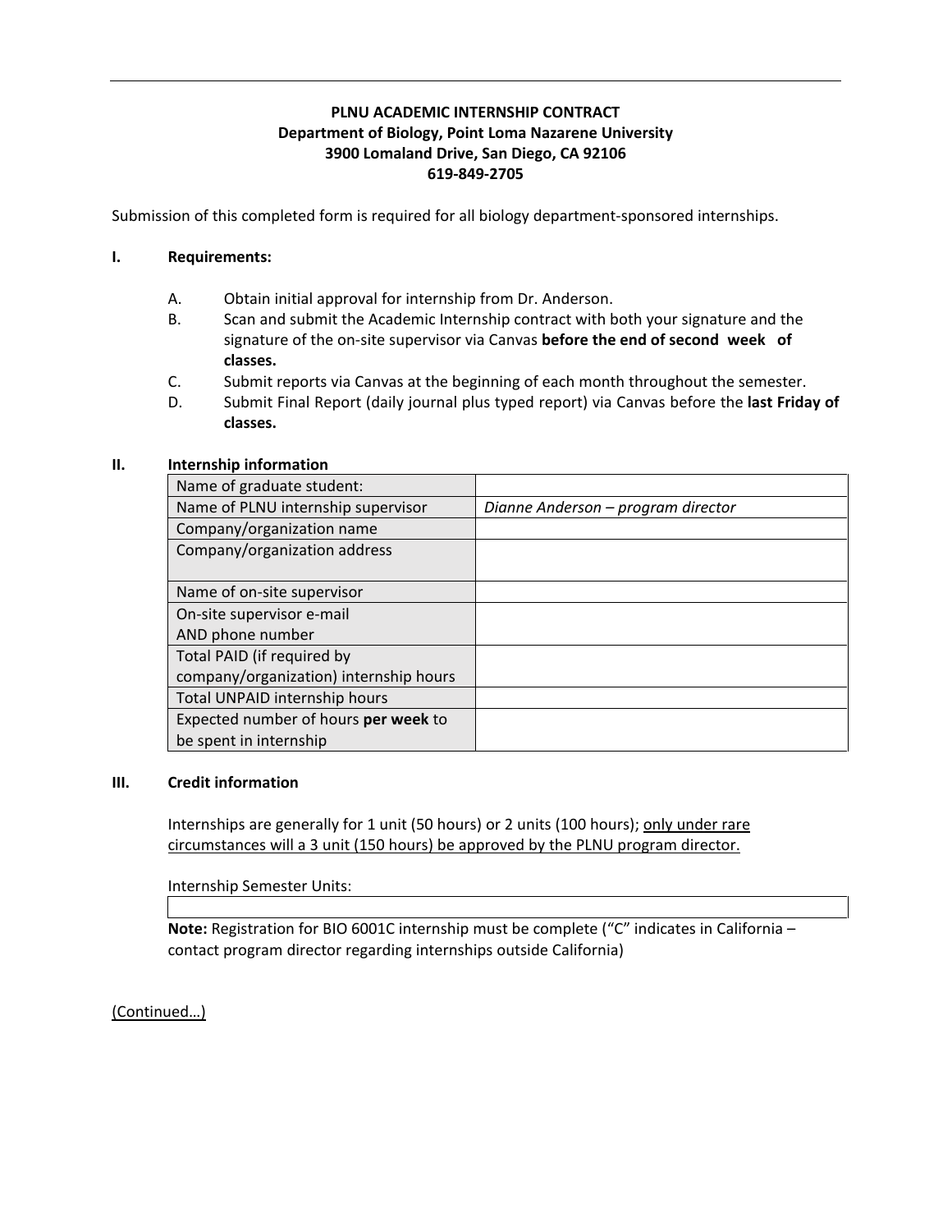**PLNU ACADEMIC INTERNSHIP CONTRACT**
**Department of Biology, Point Loma Nazarene University**
**3900 Lomaland Drive, San Diego, CA 92106**
**619-849-2705**

Submission of this completed form is required for all biology department-sponsored internships.

## I. Requirements:

A. Obtain initial approval for internship from Dr. Anderson.

B. Scan and submit the Academic Internship contract with both your signature and the signature of the on-site supervisor via Canvas **before the end of second week of classes.**

C. Submit reports via Canvas at the beginning of each month throughout the semester.

D. Submit Final Report (daily journal plus typed report) via Canvas before the **last Friday of classes.**

## II. Internship information

| | |
|---|---|
| Name of graduate student: | |
| Name of PLNU internship supervisor | *Dianne Anderson – program director* |
| Company/organization name | |
| Company/organization address | |
| Name of on-site supervisor | |
| On-site supervisor e-mail AND phone number | |
| Total PAID (if required by company/organization) internship hours | |
| Total UNPAID internship hours | |
| Expected number of hours **per week** to be spent in internship | |

## III. Credit information

Internships are generally for 1 unit (50 hours) or 2 units (100 hours); <u>only under rare circumstances will a 3 unit (150 hours) be approved by the PLNU program director.</u>

Internship Semester Units:

| |
|---|
| |

**Note:** Registration for BIO 6001C internship must be complete ("C" indicates in California – contact program director regarding internships outside California)

<u>(Continued…)</u>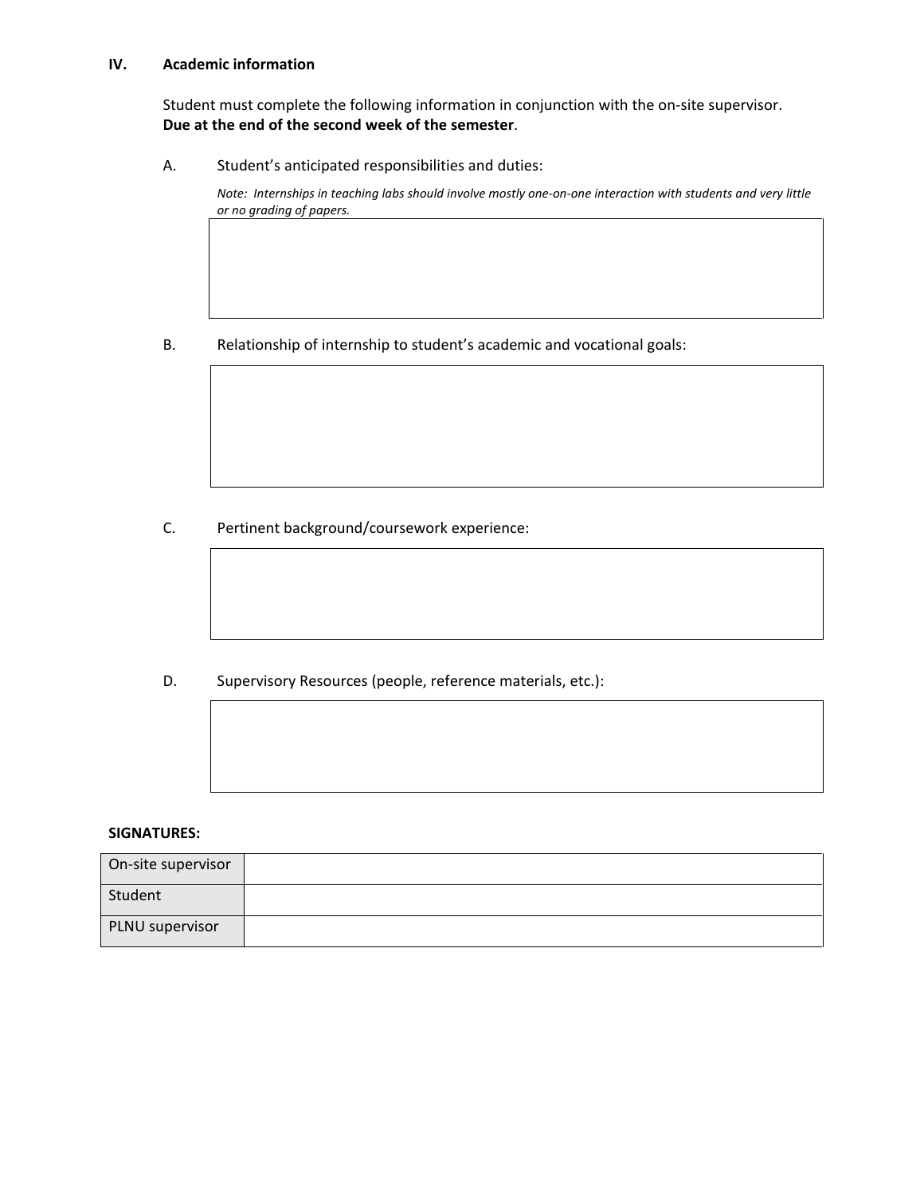## IV. Academic information

Student must complete the following information in conjunction with the on-site supervisor.
**Due at the end of the second week of the semester**.

A. Student's anticipated responsibilities and duties:

*Note: Internships in teaching labs should involve mostly one-on-one interaction with students and very little or no grading of papers.*

B. Relationship of internship to student's academic and vocational goals:

C. Pertinent background/coursework experience:

D. Supervisory Resources (people, reference materials, etc.):

**SIGNATURES:**

| | |
|---|---|
| On-site supervisor | |
| Student | |
| PLNU supervisor | |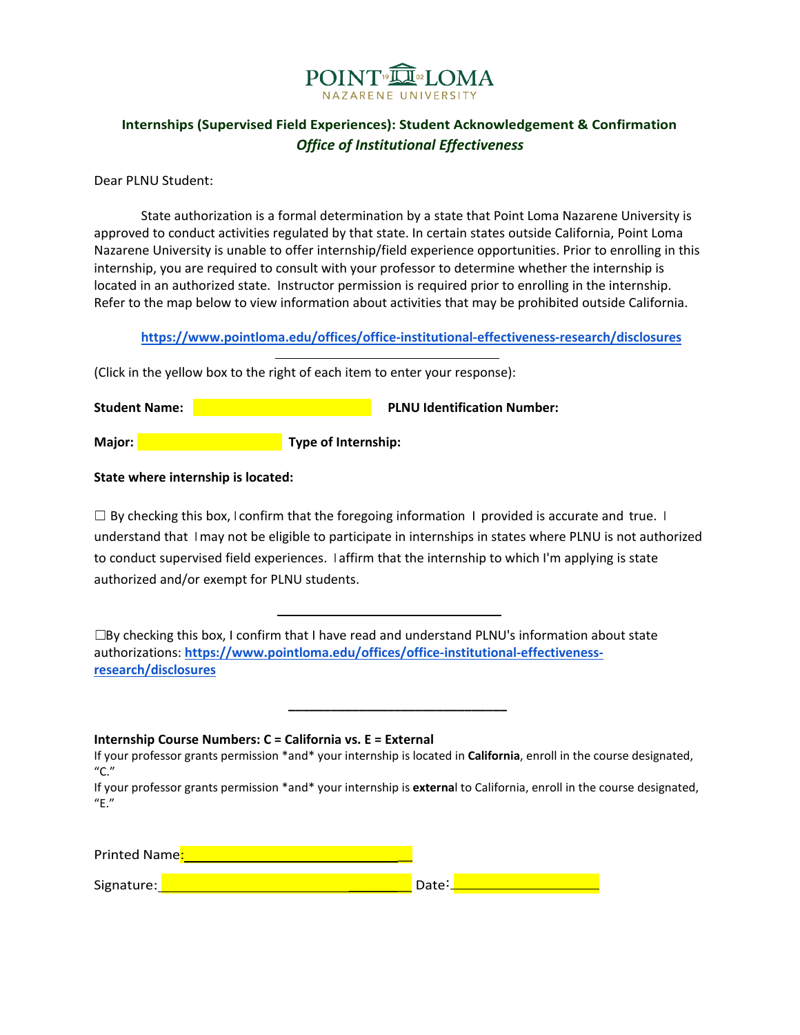POINT LOMA
NAZARENE UNIVERSITY

## Internships (Supervised Field Experiences): Student Acknowledgement & Confirmation

***Office of Institutional Effectiveness***

Dear PLNU Student:

State authorization is a formal determination by a state that Point Loma Nazarene University is approved to conduct activities regulated by that state. In certain states outside California, Point Loma Nazarene University is unable to offer internship/field experience opportunities. Prior to enrolling in this internship, you are required to consult with your professor to determine whether the internship is located in an authorized state. Instructor permission is required prior to enrolling in the internship. Refer to the map below to view information about activities that may be prohibited outside California.

**https://www.pointloma.edu/offices/office-institutional-effectiveness-research/disclosures**

(Click in the yellow box to the right of each item to enter your response):

**Student Name:** ____________ **PLNU Identification Number:**

**Major:** ____________ **Type of Internship:**

**State where internship is located:**

☐ By checking this box, I confirm that the foregoing information I provided is accurate and true. I understand that I may not be eligible to participate in internships in states where PLNU is not authorized to conduct supervised field experiences. I affirm that the internship to which I'm applying is state authorized and/or exempt for PLNU students.

☐By checking this box, I confirm that I have read and understand PLNU's information about state authorizations: **https://www.pointloma.edu/offices/office-institutional-effectiveness-research/disclosures**

**Internship Course Numbers: C = California vs. E = External**

If your professor grants permission *and* your internship is located in **California**, enroll in the course designated, "C."

If your professor grants permission *and* your internship is **external** to California, enroll in the course designated, "E."

Printed Name:________________________________

Signature:________________________________ Date:____________________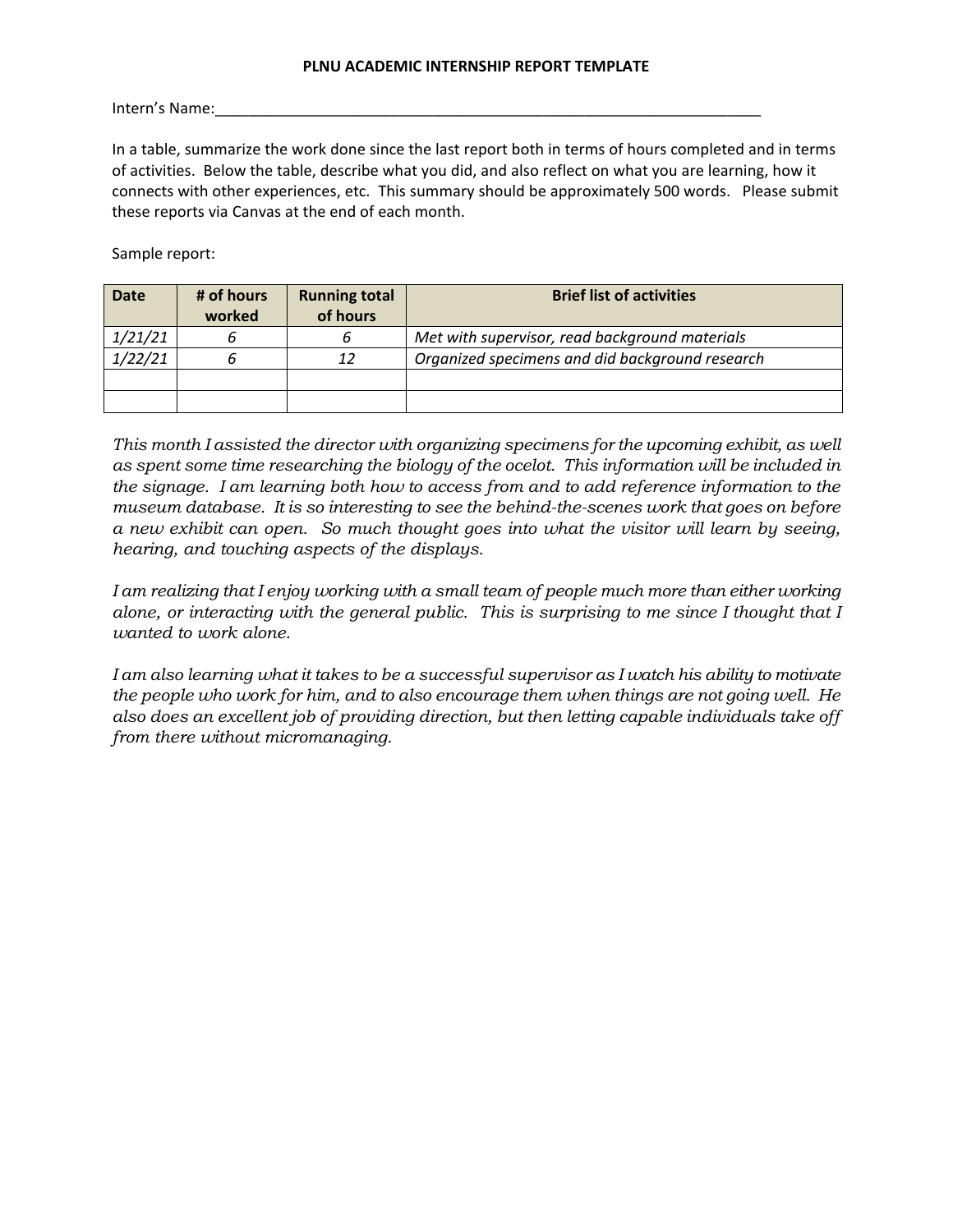**PLNU ACADEMIC INTERNSHIP REPORT TEMPLATE**

Intern's Name:_______________________________________________________________________

In a table, summarize the work done since the last report both in terms of hours completed and in terms of activities. Below the table, describe what you did, and also reflect on what you are learning, how it connects with other experiences, etc. This summary should be approximately 500 words. Please submit these reports via Canvas at the end of each month.

Sample report:

| Date | # of hours worked | Running total of hours | Brief list of activities |
|---|---|---|---|
| *1/21/21* | *6* | *6* | *Met with supervisor, read background materials* |
| *1/22/21* | *6* | *12* | *Organized specimens and did background research* |
| | | | |
| | | | |

*This month I assisted the director with organizing specimens for the upcoming exhibit, as well as spent some time researching the biology of the ocelot. This information will be included in the signage. I am learning both how to access from and to add reference information to the museum database. It is so interesting to see the behind-the-scenes work that goes on before a new exhibit can open. So much thought goes into what the visitor will learn by seeing, hearing, and touching aspects of the displays.*

*I am realizing that I enjoy working with a small team of people much more than either working alone, or interacting with the general public. This is surprising to me since I thought that I wanted to work alone.*

*I am also learning what it takes to be a successful supervisor as I watch his ability to motivate the people who work for him, and to also encourage them when things are not going well. He also does an excellent job of providing direction, but then letting capable individuals take off from there without micromanaging.*